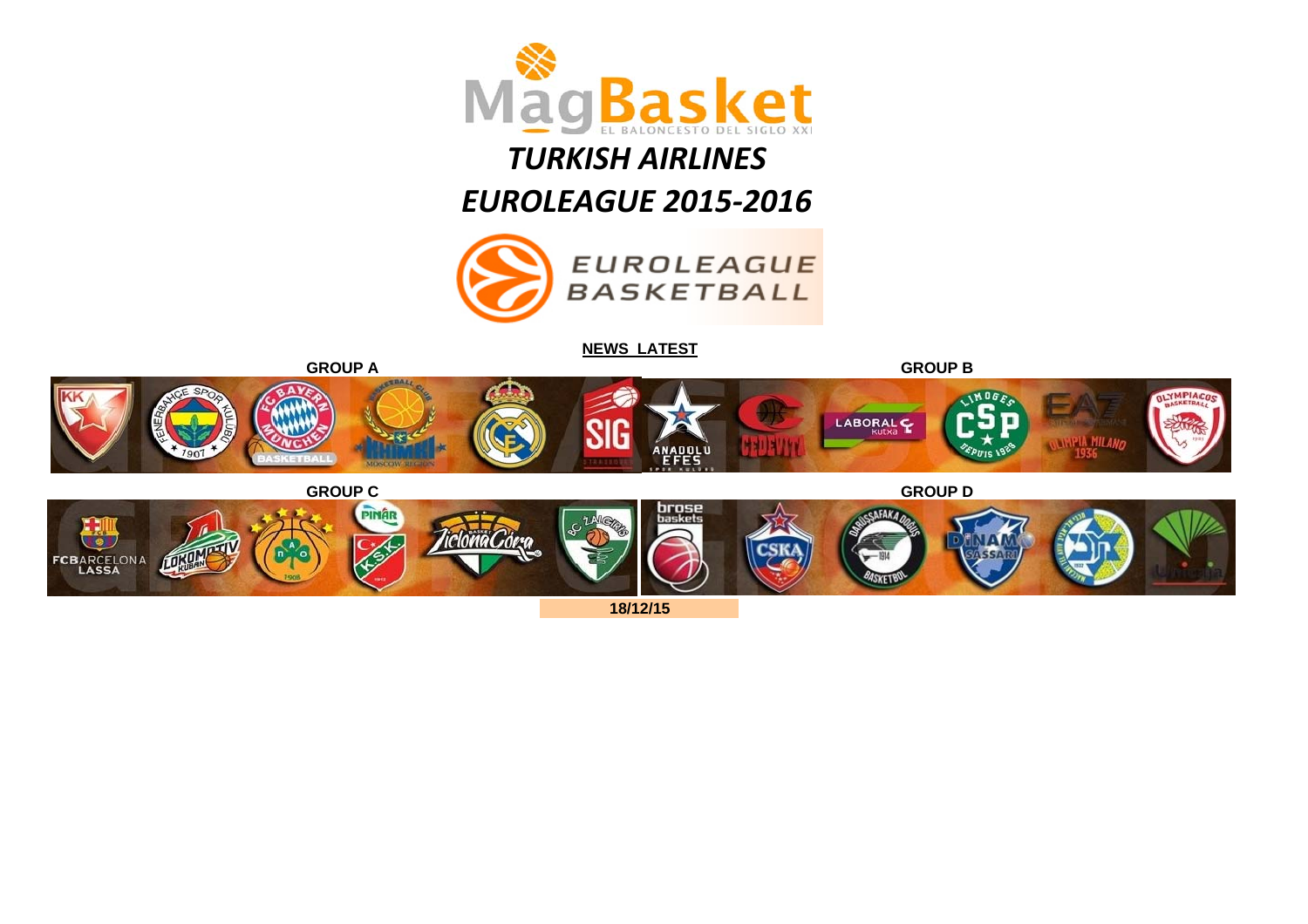# TURKISH AIRLINES

# EUROLEAGUE 2015-2016

**NEWS LATEST**

**GROUP A**

**GROUP B**

**GROUP C**

**GROUP D**

**18/12/15**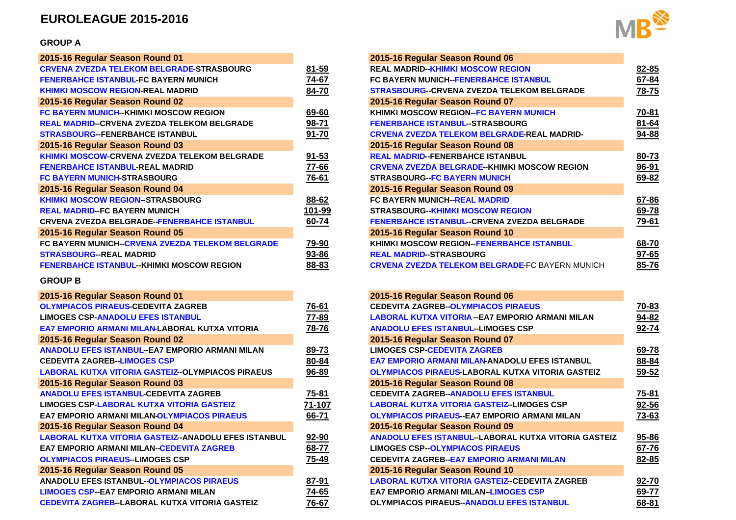# EUROLEAGUE 2015-2016

## GROUP A

| 2015-16 Regular Season Round 01 | |
|---|---|
| CRVENA ZVEZDA TELEKOM BELGRADE-STRASBOURG | 81-59 |
| FENERBAHCE ISTANBUL-FC BAYERN MUNICH | 74-67 |
| KHIMKI MOSCOW REGION-REAL MADRID | 84-70 |
| **2015-16 Regular Season Round 02** | |
| FC BAYERN MUNICH--KHIMKI MOSCOW REGION | 69-60 |
| REAL MADRID--CRVENA ZVEZDA TELEKOM BELGRADE | 98-71 |
| STRASBOURG--FENERBAHCE ISTANBUL | 91-70 |
| **2015-16 Regular Season Round 03** | |
| KHIMKI MOSCOW-CRVENA ZVEZDA TELEKOM BELGRADE | 91-53 |
| FENERBAHCE ISTANBUL-REAL MADRID | 77-66 |
| FC BAYERN MUNICH-STRASBOURG | 76-61 |
| **2015-16 Regular Season Round 04** | |
| KHIMKI MOSCOW REGION--STRASBOURG | 88-62 |
| REAL MADRID--FC BAYERN MUNICH | 101-99 |
| CRVENA ZVEZDA BELGRADE--FENERBAHCE ISTANBUL | 60-74 |
| **2015-16 Regular Season Round 05** | |
| FC BAYERN MUNICH--CRVENA ZVEZDA TELEKOM BELGRADE | 79-90 |
| STRASBOURG--REAL MADRID | 93-86 |
| FENERBAHCE ISTANBUL--KHIMKI MOSCOW REGION | 88-83 |

| 2015-16 Regular Season Round 06 | |
|---|---|
| REAL MADRID--KHIMKI MOSCOW REGION | 82-85 |
| FC BAYERN MUNICH--FENERBAHCE ISTANBUL | 67-84 |
| STRASBOURG--CRVENA ZVEZDA TELEKOM BELGRADE | 78-75 |
| **2015-16 Regular Season Round 07** | |
| KHIMKI MOSCOW REGION--FC BAYERN MUNICH | 70-81 |
| FENERBAHCE ISTANBUL--STRASBOURG | 81-64 |
| CRVENA ZVEZDA TELEKOM BELGRADE-REAL MADRID- | 94-88 |
| **2015-16 Regular Season Round 08** | |
| REAL MADRID--FENERBAHCE ISTANBUL | 80-73 |
| CRVENA ZVEZDA BELGRADE--KHIMKI MOSCOW REGION | 96-91 |
| STRASBOURG--FC BAYERN MUNICH | 69-82 |
| **2015-16 Regular Season Round 09** | |
| FC BAYERN MUNICH--REAL MADRID | 67-86 |
| STRASBOURG--KHIMKI MOSCOW REGION | 69-78 |
| FENERBAHCE ISTANBUL--CRVENA ZVEZDA BELGRADE | 79-61 |
| **2015-16 Regular Season Round 10** | |
| KHIMKI MOSCOW REGION--FENERBAHCE ISTANBUL | 68-70 |
| REAL MADRID--STRASBOURG | 97-65 |
| CRVENA ZVEZDA TELEKOM BELGRADE-FC BAYERN MUNICH | 85-76 |

## GROUP B

| 2015-16 Regular Season Round 01 | |
|---|---|
| OLYMPIACOS PIRAEUS-CEDEVITA ZAGREB | 76-61 |
| LIMOGES CSP-ANADOLU EFES ISTANBUL | 77-89 |
| EA7 EMPORIO ARMANI MILAN-LABORAL KUTXA VITORIA | 78-76 |
| **2015-16 Regular Season Round 02** | |
| ANADOLU EFES ISTANBUL--EA7 EMPORIO ARMANI MILAN | 89-73 |
| CEDEVITA ZAGREB--LIMOGES CSP | 80-84 |
| LABORAL KUTXA VITORIA GASTEIZ--OLYMPIACOS PIRAEUS | 96-89 |
| **2015-16 Regular Season Round 03** | |
| ANADOLU EFES ISTANBUL-CEDEVITA ZAGREB | 75-81 |
| LIMOGES CSP-LABORAL KUTXA VITORIA GASTEIZ | 71-107 |
| EA7 EMPORIO ARMANI MILAN-OLYMPIACOS PIRAEUS | 66-71 |
| **2015-16 Regular Season Round 04** | |
| LABORAL KUTXA VITORIA GASTEIZ--ANADOLU EFES ISTANBUL | 92-90 |
| EA7 EMPORIO ARMANI MILAN--CEDEVITA ZAGREB | 68-77 |
| OLYMPIACOS PIRAEUS--LIMOGES CSP | 75-49 |
| **2015-16 Regular Season Round 05** | |
| ANADOLU EFES ISTANBUL--OLYMPIACOS PIRAEUS | 87-91 |
| LIMOGES CSP--EA7 EMPORIO ARMANI MILAN | 74-65 |
| CEDEVITA ZAGREB--LABORAL KUTXA VITORIA GASTEIZ | 76-67 |

| 2015-16 Regular Season Round 06 | |
|---|---|
| CEDEVITA ZAGREB--OLYMPIACOS PIRAEUS | 70-83 |
| LABORAL KUTXA VITORIA --EA7 EMPORIO ARMANI MILAN | 94-82 |
| ANADOLU EFES ISTANBUL--LIMOGES CSP | 92-74 |
| **2015-16 Regular Season Round 07** | |
| LIMOGES CSP-CEDEVITA ZAGREB | 69-78 |
| EA7 EMPORIO ARMANI MILAN-ANADOLU EFES ISTANBUL | 88-84 |
| OLYMPIACOS PIRAEUS-LABORAL KUTXA VITORIA GASTEIZ | 59-52 |
| **2015-16 Regular Season Round 08** | |
| CEDEVITA ZAGREB--ANADOLU EFES ISTANBUL | 75-81 |
| LABORAL KUTXA VITORIA GASTEIZ--LIMOGES CSP | 92-56 |
| OLYMPIACOS PIRAEUS--EA7 EMPORIO ARMANI MILAN | 73-63 |
| **2015-16 Regular Season Round 09** | |
| ANADOLU EFES ISTANBUL--LABORAL KUTXA VITORIA GASTEIZ | 95-86 |
| LIMOGES CSP--OLYMPIACOS PIRAEUS | 67-76 |
| CEDEVITA ZAGREB--EA7 EMPORIO ARMANI MILAN | 82-85 |
| **2015-16 Regular Season Round 10** | |
| LABORAL KUTXA VITORIA GASTEIZ--CEDEVITA ZAGREB | 92-70 |
| EA7 EMPORIO ARMANI MILAN--LIMOGES CSP | 69-77 |
| OLYMPIACOS PIRAEUS--ANADOLU EFES ISTANBUL | 68-81 |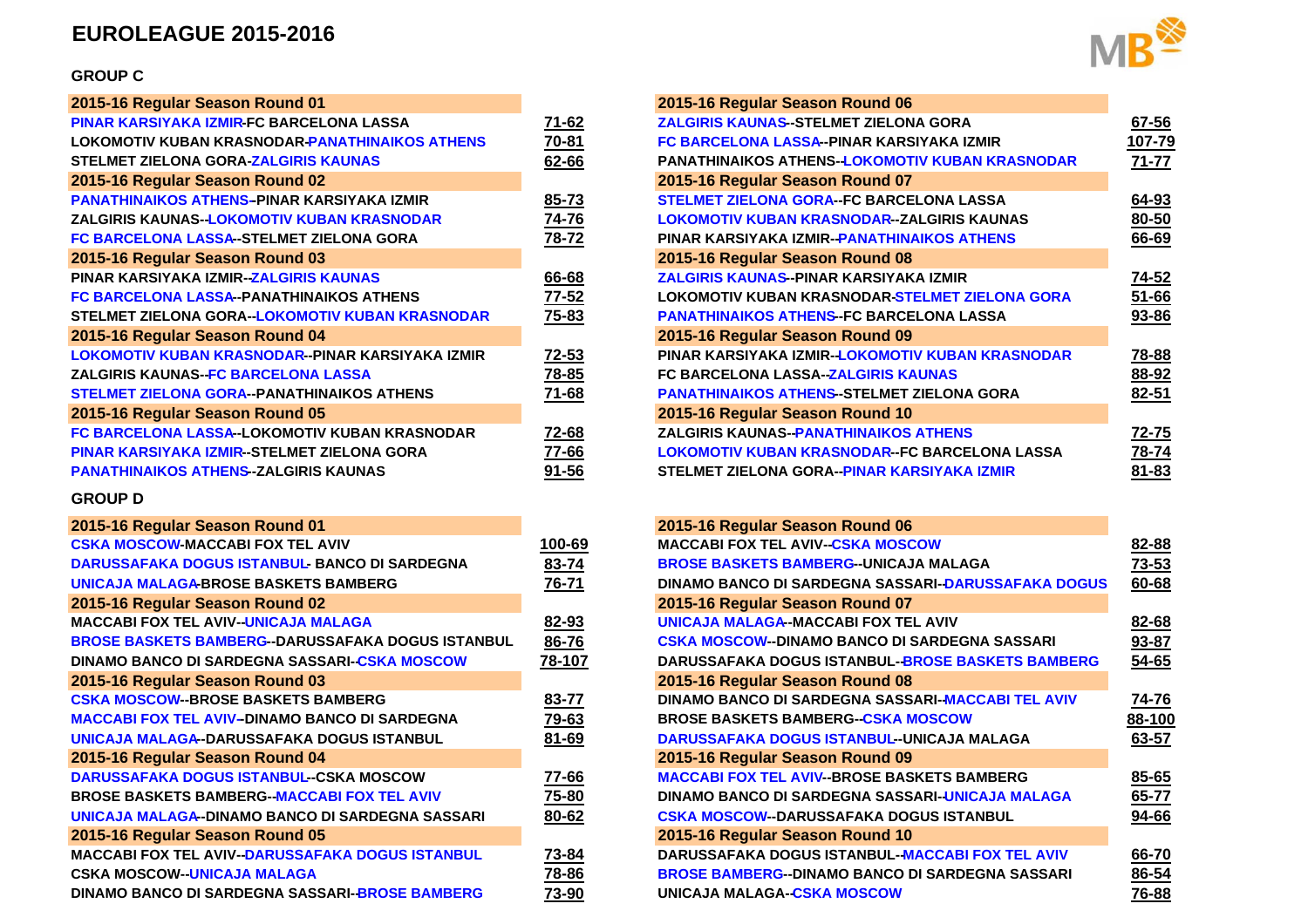# EUROLEAGUE 2015-2016

## GROUP C

| 2015-16 Regular Season Round 01 | |
|---|---|
| PINAR KARSIYAKA IZMIR-FC BARCELONA LASSA | 71-62 |
| LOKOMOTIV KUBAN KRASNODAR-PANATHINAIKOS ATHENS | 70-81 |
| STELMET ZIELONA GORA-ZALGIRIS KAUNAS | 62-66 |
| **2015-16 Regular Season Round 02** | |
| PANATHINAIKOS ATHENS–PINAR KARSIYAKA IZMIR | 85-73 |
| ZALGIRIS KAUNAS--LOKOMOTIV KUBAN KRASNODAR | 74-76 |
| FC BARCELONA LASSA--STELMET ZIELONA GORA | 78-72 |
| **2015-16 Regular Season Round 03** | |
| PINAR KARSIYAKA IZMIR--ZALGIRIS KAUNAS | 66-68 |
| FC BARCELONA LASSA--PANATHINAIKOS ATHENS | 77-52 |
| STELMET ZIELONA GORA--LOKOMOTIV KUBAN KRASNODAR | 75-83 |
| **2015-16 Regular Season Round 04** | |
| LOKOMOTIV KUBAN KRASNODAR--PINAR KARSIYAKA IZMIR | 72-53 |
| ZALGIRIS KAUNAS--FC BARCELONA LASSA | 78-85 |
| STELMET ZIELONA GORA--PANATHINAIKOS ATHENS | 71-68 |
| **2015-16 Regular Season Round 05** | |
| FC BARCELONA LASSA--LOKOMOTIV KUBAN KRASNODAR | 72-68 |
| PINAR KARSIYAKA IZMIR--STELMET ZIELONA GORA | 77-66 |
| PANATHINAIKOS ATHENS--ZALGIRIS KAUNAS | 91-56 |
| **2015-16 Regular Season Round 06** | |
| ZALGIRIS KAUNAS--STELMET ZIELONA GORA | 67-56 |
| FC BARCELONA LASSA--PINAR KARSIYAKA IZMIR | 107-79 |
| PANATHINAIKOS ATHENS--LOKOMOTIV KUBAN KRASNODAR | 71-77 |
| **2015-16 Regular Season Round 07** | |
| STELMET ZIELONA GORA--FC BARCELONA LASSA | 64-93 |
| LOKOMOTIV KUBAN KRASNODAR--ZALGIRIS KAUNAS | 80-50 |
| PINAR KARSIYAKA IZMIR--PANATHINAIKOS ATHENS | 66-69 |
| **2015-16 Regular Season Round 08** | |
| ZALGIRIS KAUNAS--PINAR KARSIYAKA IZMIR | 74-52 |
| LOKOMOTIV KUBAN KRASNODAR-STELMET ZIELONA GORA | 51-66 |
| PANATHINAIKOS ATHENS--FC BARCELONA LASSA | 93-86 |
| **2015-16 Regular Season Round 09** | |
| PINAR KARSIYAKA IZMIR--LOKOMOTIV KUBAN KRASNODAR | 78-88 |
| FC BARCELONA LASSA--ZALGIRIS KAUNAS | 88-92 |
| PANATHINAIKOS ATHENS--STELMET ZIELONA GORA | 82-51 |
| **2015-16 Regular Season Round 10** | |
| ZALGIRIS KAUNAS--PANATHINAIKOS ATHENS | 72-75 |
| LOKOMOTIV KUBAN KRASNODAR--FC BARCELONA LASSA | 78-74 |
| STELMET ZIELONA GORA--PINAR KARSIYAKA IZMIR | 81-83 |

## GROUP D

| 2015-16 Regular Season Round 01 | |
|---|---|
| CSKA MOSCOW-MACCABI FOX TEL AVIV | 100-69 |
| DARUSSAFAKA DOGUS ISTANBUL- BANCO DI SARDEGNA | 83-74 |
| UNICAJA MALAGA-BROSE BASKETS BAMBERG | 76-71 |
| **2015-16 Regular Season Round 02** | |
| MACCABI FOX TEL AVIV--UNICAJA MALAGA | 82-93 |
| BROSE BASKETS BAMBERG--DARUSSAFAKA DOGUS ISTANBUL | 86-76 |
| DINAMO BANCO DI SARDEGNA SASSARI--CSKA MOSCOW | 78-107 |
| **2015-16 Regular Season Round 03** | |
| CSKA MOSCOW--BROSE BASKETS BAMBERG | 83-77 |
| MACCABI FOX TEL AVIV–DINAMO BANCO DI SARDEGNA | 79-63 |
| UNICAJA MALAGA--DARUSSAFAKA DOGUS ISTANBUL | 81-69 |
| **2015-16 Regular Season Round 04** | |
| DARUSSAFAKA DOGUS ISTANBUL--CSKA MOSCOW | 77-66 |
| BROSE BASKETS BAMBERG--MACCABI FOX TEL AVIV | 75-80 |
| UNICAJA MALAGA--DINAMO BANCO DI SARDEGNA SASSARI | 80-62 |
| **2015-16 Regular Season Round 05** | |
| MACCABI FOX TEL AVIV--DARUSSAFAKA DOGUS ISTANBUL | 73-84 |
| CSKA MOSCOW--UNICAJA MALAGA | 78-86 |
| DINAMO BANCO DI SARDEGNA SASSARI--BROSE BAMBERG | 73-90 |
| **2015-16 Regular Season Round 06** | |
| MACCABI FOX TEL AVIV--CSKA MOSCOW | 82-88 |
| BROSE BASKETS BAMBERG--UNICAJA MALAGA | 73-53 |
| DINAMO BANCO DI SARDEGNA SASSARI--DARUSSAFAKA DOGUS | 60-68 |
| **2015-16 Regular Season Round 07** | |
| UNICAJA MALAGA--MACCABI FOX TEL AVIV | 82-68 |
| CSKA MOSCOW--DINAMO BANCO DI SARDEGNA SASSARI | 93-87 |
| DARUSSAFAKA DOGUS ISTANBUL--BROSE BASKETS BAMBERG | 54-65 |
| **2015-16 Regular Season Round 08** | |
| DINAMO BANCO DI SARDEGNA SASSARI--MACCABI TEL AVIV | 74-76 |
| BROSE BASKETS BAMBERG--CSKA MOSCOW | 88-100 |
| DARUSSAFAKA DOGUS ISTANBUL--UNICAJA MALAGA | 63-57 |
| **2015-16 Regular Season Round 09** | |
| MACCABI FOX TEL AVIV--BROSE BASKETS BAMBERG | 85-65 |
| DINAMO BANCO DI SARDEGNA SASSARI--UNICAJA MALAGA | 65-77 |
| CSKA MOSCOW--DARUSSAFAKA DOGUS ISTANBUL | 94-66 |
| **2015-16 Regular Season Round 10** | |
| DARUSSAFAKA DOGUS ISTANBUL--MACCABI FOX TEL AVIV | 66-70 |
| BROSE BAMBERG--DINAMO BANCO DI SARDEGNA SASSARI | 86-54 |
| UNICAJA MALAGA--CSKA MOSCOW | 76-88 |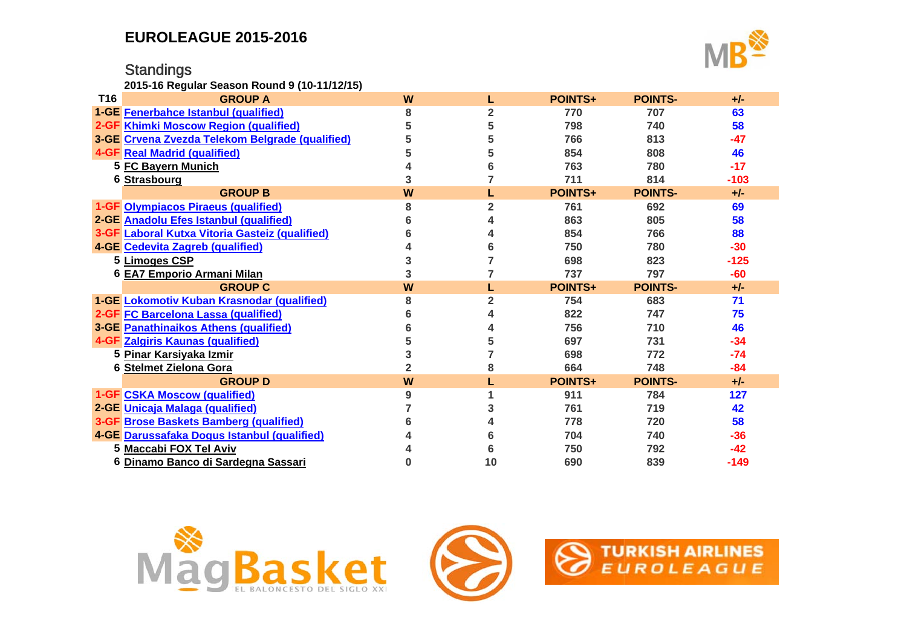# EUROLEAGUE 2015-2016

## Standings

**2015-16 Regular Season Round 9 (10-11/12/15)**

| T16 | GROUP A | W | L | POINTS+ | POINTS- | +/- |
|---|---|---|---|---|---|---|
| 1-GE | Fenerbahce Istanbul (qualified) | 8 | 2 | 770 | 707 | 63 |
| 2-GF | Khimki Moscow Region (qualified) | 5 | 5 | 798 | 740 | 58 |
| 3-GE | Crvena Zvezda Telekom Belgrade (qualified) | 5 | 5 | 766 | 813 | -47 |
| 4-GF | Real Madrid (qualified) | 5 | 5 | 854 | 808 | 46 |
| 5 | FC Bayern Munich | 4 | 6 | 763 | 780 | -17 |
| 6 | Strasbourg | 3 | 7 | 711 | 814 | -103 |
| | **GROUP B** | **W** | **L** | **POINTS+** | **POINTS-** | **+/-** |
| 1-GF | Olympiacos Piraeus (qualified) | 8 | 2 | 761 | 692 | 69 |
| 2-GE | Anadolu Efes Istanbul (qualified) | 6 | 4 | 863 | 805 | 58 |
| 3-GF | Laboral Kutxa Vitoria Gasteiz (qualified) | 6 | 4 | 854 | 766 | 88 |
| 4-GE | Cedevita Zagreb (qualified) | 4 | 6 | 750 | 780 | -30 |
| 5 | Limoges CSP | 3 | 7 | 698 | 823 | -125 |
| 6 | EA7 Emporio Armani Milan | 3 | 7 | 737 | 797 | -60 |
| | **GROUP C** | **W** | **L** | **POINTS+** | **POINTS-** | **+/-** |
| 1-GE | Lokomotiv Kuban Krasnodar (qualified) | 8 | 2 | 754 | 683 | 71 |
| 2-GF | FC Barcelona Lassa (qualified) | 6 | 4 | 822 | 747 | 75 |
| 3-GE | Panathinaikos Athens (qualified) | 6 | 4 | 756 | 710 | 46 |
| 4-GF | Zalgiris Kaunas (qualified) | 5 | 5 | 697 | 731 | -34 |
| 5 | Pinar Karsiyaka Izmir | 3 | 7 | 698 | 772 | -74 |
| 6 | Stelmet Zielona Gora | 2 | 8 | 664 | 748 | -84 |
| | **GROUP D** | **W** | **L** | **POINTS+** | **POINTS-** | **+/-** |
| 1-GF | CSKA Moscow (qualified) | 9 | 1 | 911 | 784 | 127 |
| 2-GE | Unicaja Malaga (qualified) | 7 | 3 | 761 | 719 | 42 |
| 3-GF | Brose Baskets Bamberg (qualified) | 6 | 4 | 778 | 720 | 58 |
| 4-GE | Darussafaka Dogus Istanbul (qualified) | 4 | 6 | 704 | 740 | -36 |
| 5 | Maccabi FOX Tel Aviv | 4 | 6 | 750 | 792 | -42 |
| 6 | Dinamo Banco di Sardegna Sassari | 0 | 10 | 690 | 839 | -149 |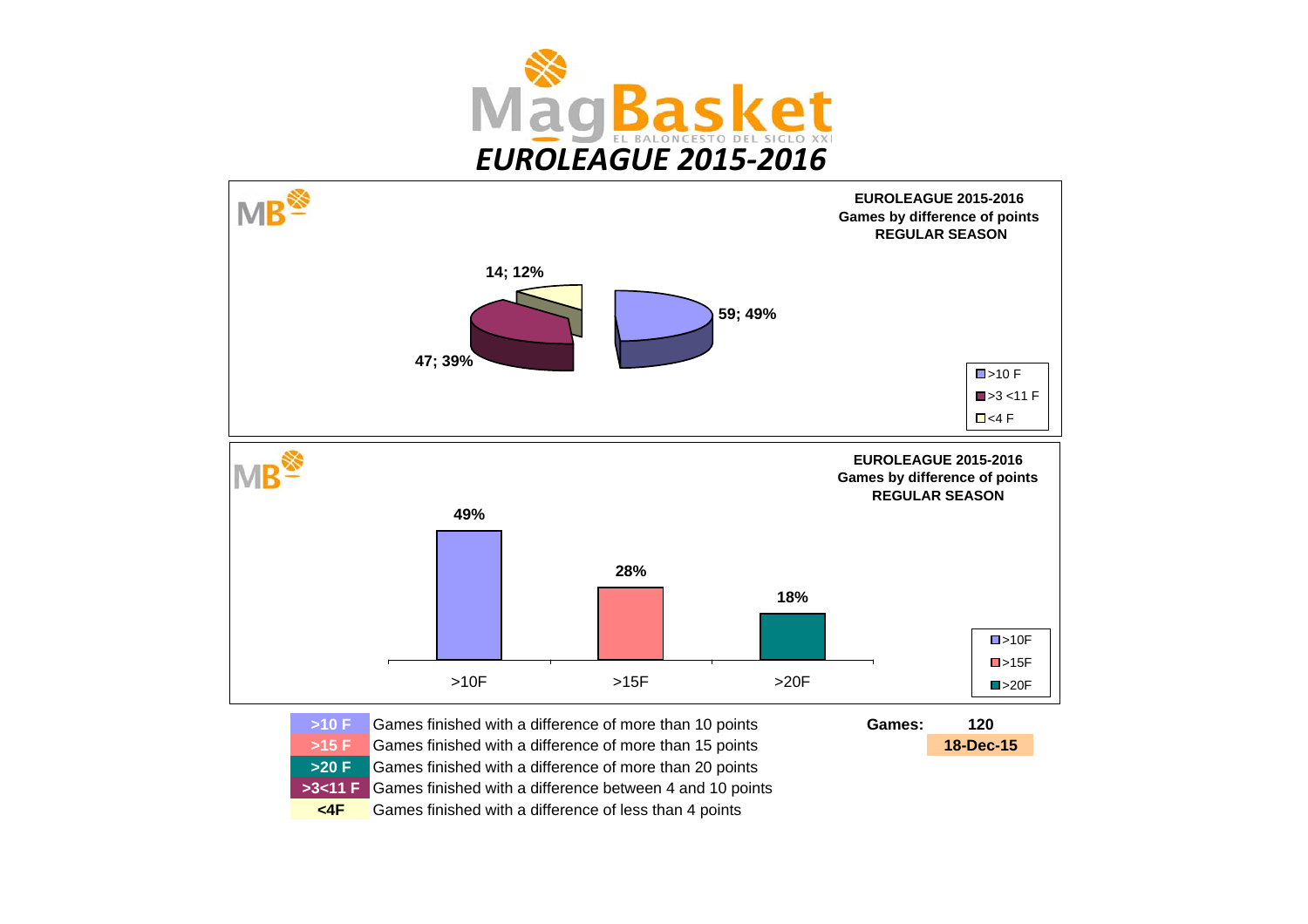# MagBasket

EL BALONCESTO DEL SIGLO XXI

## *EUROLEAGUE 2015-2016*

**EUROLEAGUE 2015-2016**
**Games by difference of points**
**REGULAR SEASON**

| Category | Games | % |
|---|---|---|
| >10 F | 59 | 49% |
| >3 <11 F | 47 | 39% |
| <4 F | 14 | 12% |

**EUROLEAGUE 2015-2016**
**Games by difference of points**
**REGULAR SEASON**

| Category | % |
|---|---|
| >10F | 49% |
| >15F | 28% |
| >20F | 18% |

| | |
|---|---|
| **>10 F** | Games finished with a difference of more than 10 points |
| **>15 F** | Games finished with a difference of more than 15 points |
| **>20 F** | Games finished with a difference of more than 20 points |
| **>3<11 F** | Games finished with a difference between 4 and 10 points |
| **<4F** | Games finished with a difference of less than 4 points |

**Games:** **120**

**18-Dec-15**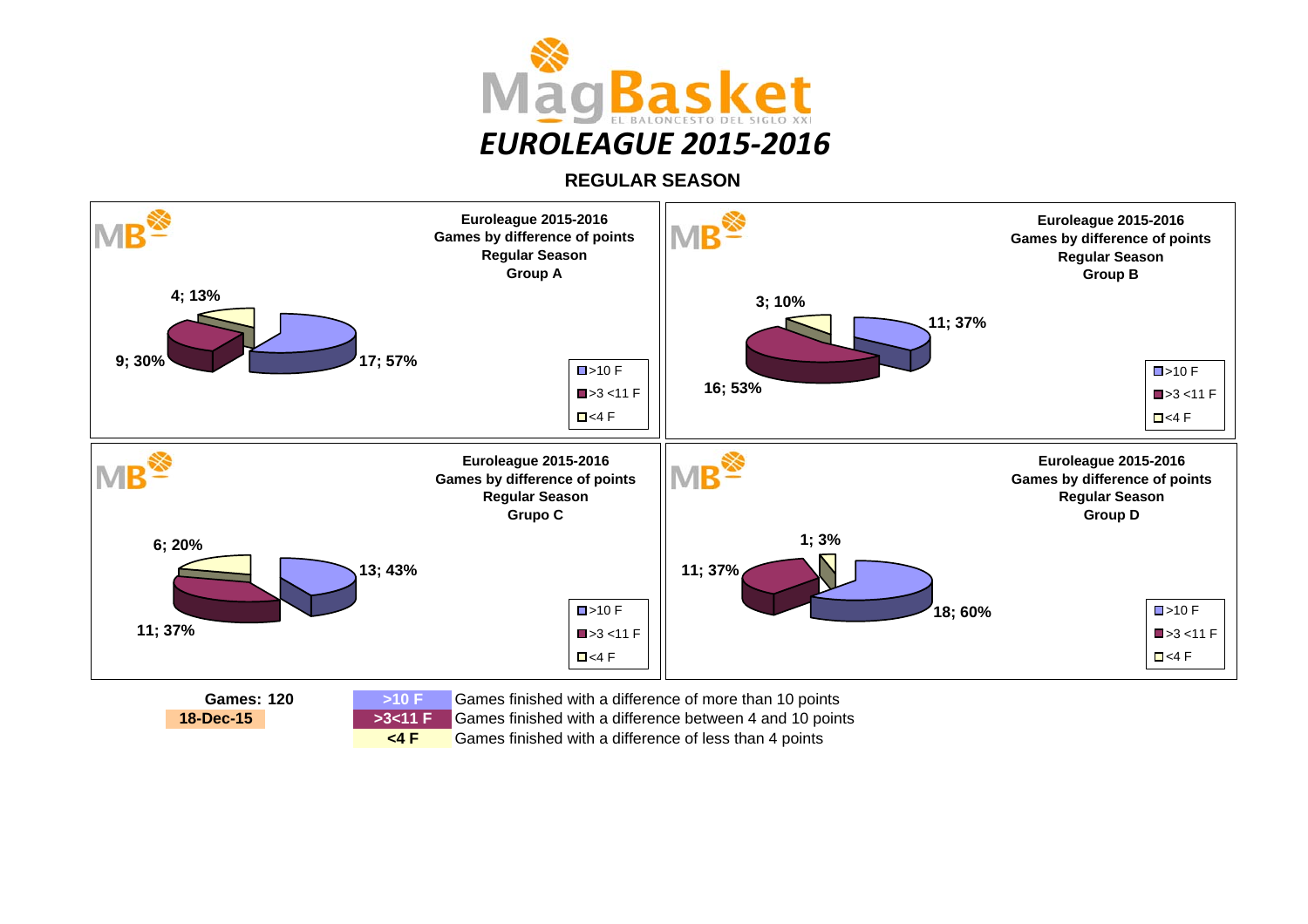MagBasket
EL BALONCESTO DEL SIGLO XXI

# *EUROLEAGUE 2015-2016*

## REGULAR SEASON

**Euroleague 2015-2016**
**Games by difference of points**
**Regular Season**
**Group A**

| Category | Games; % |
| --- | --- |
| >10 F | 17; 57% |
| >3 <11 F | 9; 30% |
| <4 F | 4; 13% |

**Euroleague 2015-2016**
**Games by difference of points**
**Regular Season**
**Group B**

| Category | Games; % |
| --- | --- |
| >10 F | 11; 37% |
| >3 <11 F | 16; 53% |
| <4 F | 3; 10% |

**Euroleague 2015-2016**
**Games by difference of points**
**Regular Season**
**Grupo C**

| Category | Games; % |
| --- | --- |
| >10 F | 13; 43% |
| >3 <11 F | 11; 37% |
| <4 F | 6; 20% |

**Euroleague 2015-2016**
**Games by difference of points**
**Regular Season**
**Group D**

| Category | Games; % |
| --- | --- |
| >10 F | 18; 60% |
| >3 <11 F | 11; 37% |
| <4 F | 1; 3% |

**Games: 120**
**18-Dec-15**

| | |
| --- | --- |
| **>10 F** | Games finished with a difference of more than 10 points |
| **>3<11 F** | Games finished with a difference between 4 and 10 points |
| **<4 F** | Games finished with a difference of less than 4 points |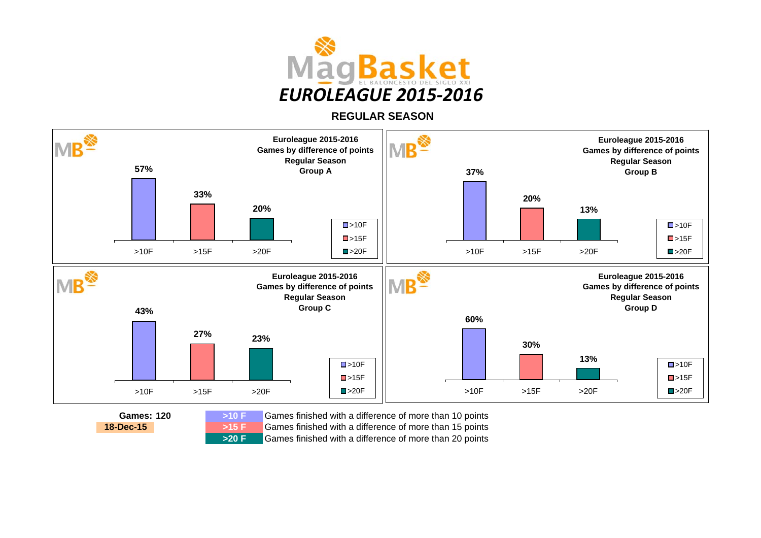# MagBasket

## EUROLEAGUE 2015-2016

### REGULAR SEASON

**Euroleague 2015-2016**
**Games by difference of points**
**Regular Season**
**Group A**

| >10F | >15F | >20F |
|---|---|---|
| 57% | 33% | 20% |

**Euroleague 2015-2016**
**Games by difference of points**
**Regular Season**
**Group B**

| >10F | >15F | >20F |
|---|---|---|
| 37% | 20% | 13% |

**Euroleague 2015-2016**
**Games by difference of points**
**Regular Season**
**Group C**

| >10F | >15F | >20F |
|---|---|---|
| 43% | 27% | 23% |

**Euroleague 2015-2016**
**Games by difference of points**
**Regular Season**
**Group D**

| >10F | >15F | >20F |
|---|---|---|
| 60% | 30% | 13% |

**Games: 120**

**18-Dec-15**

| | |
|---|---|
| **>10 F** | Games finished with a difference of more than 10 points |
| **>15 F** | Games finished with a difference of more than 15 points |
| **>20 F** | Games finished with a difference of more than 20 points |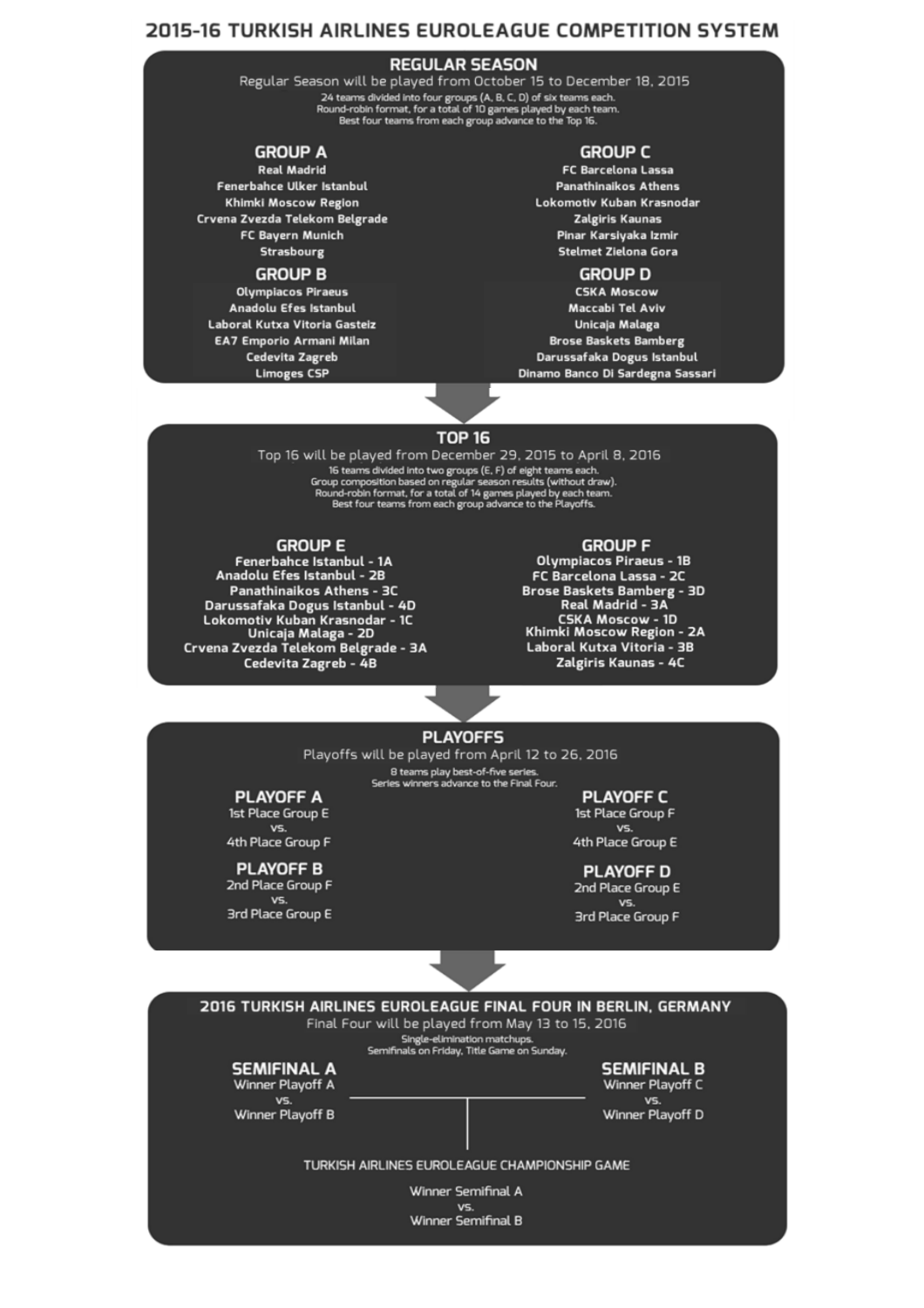# 2015-16 TURKISH AIRLINES EUROLEAGUE COMPETITION SYSTEM

## REGULAR SEASON

Regular Season will be played from October 15 to December 18, 2015

24 teams divided into four groups (A, B, C, D) of six teams each.
Round-robin format, for a total of 10 games played by each team.
Best four teams from each group advance to the Top 16.

### GROUP A

- Real Madrid
- Fenerbahce Ulker Istanbul
- Khimki Moscow Region
- Crvena Zvezda Telekom Belgrade
- FC Bayern Munich
- Strasbourg

### GROUP B

- Olympiacos Piraeus
- Anadolu Efes Istanbul
- Laboral Kutxa Vitoria Gasteiz
- EA7 Emporio Armani Milan
- Cedevita Zagreb
- Limoges CSP

### GROUP C

- FC Barcelona Lassa
- Panathinaikos Athens
- Lokomotiv Kuban Krasnodar
- Zalgiris Kaunas
- Pinar Karsiyaka Izmir
- Stelmet Zielona Gora

### GROUP D

- CSKA Moscow
- Maccabi Tel Aviv
- Unicaja Malaga
- Brose Baskets Bamberg
- Darussafaka Dogus Istanbul
- Dinamo Banco Di Sardegna Sassari

## TOP 16

Top 16 will be played from December 29, 2015 to April 8, 2016

16 teams divided into two groups (E, F) of eight teams each.
Group composition based on regular season results (without draw).
Round-robin format, for a total of 14 games played by each team.
Best four teams from each group advance to the Playoffs.

### GROUP E

- Fenerbahce Istanbul - 1A
- Anadolu Efes Istanbul - 2B
- Panathinaikos Athens - 3C
- Darussafaka Dogus Istanbul - 4D
- Lokomotiv Kuban Krasnodar - 1C
- Unicaja Malaga - 2D
- Crvena Zvezda Telekom Belgrade - 3A
- Cedevita Zagreb - 4B

### GROUP F

- Olympiacos Piraeus - 1B
- FC Barcelona Lassa - 2C
- Brose Baskets Bamberg - 3D
- Real Madrid - 3A
- CSKA Moscow - 1D
- Khimki Moscow Region - 2A
- Laboral Kutxa Vitoria - 3B
- Zalgiris Kaunas - 4C

## PLAYOFFS

Playoffs will be played from April 12 to 26, 2016

8 teams play best-of-five series.
Series winners advance to the Final Four.

### PLAYOFF A

1st Place Group E
vs.
4th Place Group F

### PLAYOFF B

2nd Place Group F
vs.
3rd Place Group E

### PLAYOFF C

1st Place Group F
vs.
4th Place Group E

### PLAYOFF D

2nd Place Group E
vs.
3rd Place Group F

## 2016 TURKISH AIRLINES EUROLEAGUE FINAL FOUR IN BERLIN, GERMANY

Final Four will be played from May 13 to 15, 2016

Single-elimination matchups.
Semifinals on Friday, Title Game on Sunday.

### SEMIFINAL A

Winner Playoff A
vs.
Winner Playoff B

### SEMIFINAL B

Winner Playoff C
vs.
Winner Playoff D

### TURKISH AIRLINES EUROLEAGUE CHAMPIONSHIP GAME

Winner Semifinal A
vs.
Winner Semifinal B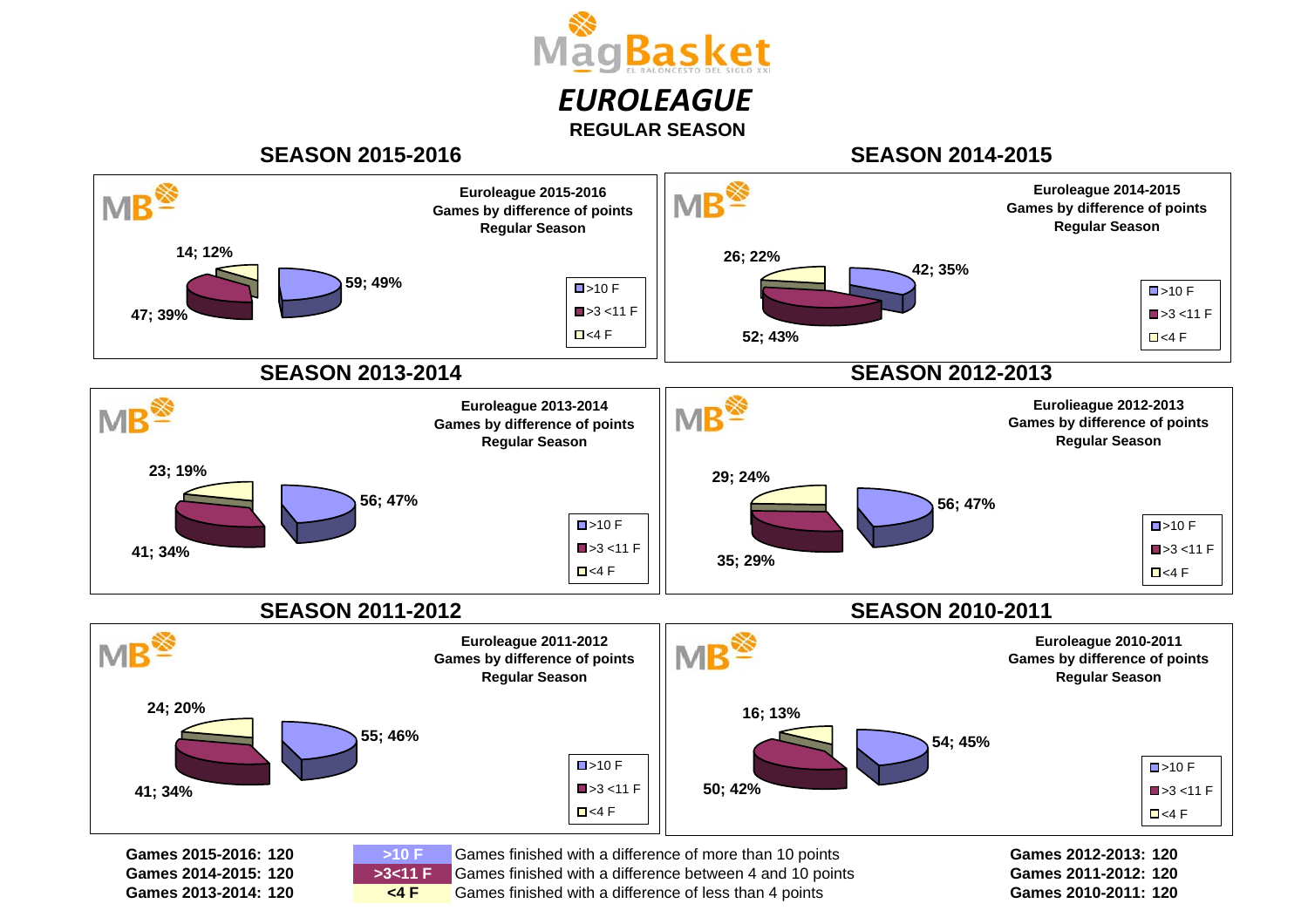# MagBasket

EL BALONCESTO DEL SIGLO XXI

## *EUROLEAGUE*

### REGULAR SEASON

### SEASON 2015-2016

**Euroleague 2015-2016**
**Games by difference of points**
**Regular Season**

- 59; 49%
- 47; 39%
- 14; 12%

Legend: >10 F, >3 <11 F, <4 F

### SEASON 2014-2015

**Euroleague 2014-2015**
**Games by difference of points**
**Regular Season**

- 42; 35%
- 52; 43%
- 26; 22%

Legend: >10 F, >3 <11 F, <4 F

### SEASON 2013-2014

**Euroleague 2013-2014**
**Games by difference of points**
**Regular Season**

- 56; 47%
- 41; 34%
- 23; 19%

Legend: >10 F, >3 <11 F, <4 F

### SEASON 2012-2013

**Euroliеague 2012-2013**
**Games by difference of points**
**Regular Season**

- 56; 47%
- 35; 29%
- 29; 24%

Legend: >10 F, >3 <11 F, <4 F

### SEASON 2011-2012

**Euroleague 2011-2012**
**Games by difference of points**
**Regular Season**

- 55; 46%
- 41; 34%
- 24; 20%

Legend: >10 F, >3 <11 F, <4 F

### SEASON 2010-2011

**Euroleague 2010-2011**
**Games by difference of points**
**Regular Season**

- 54; 45%
- 50; 42%
- 16; 13%

Legend: >10 F, >3 <11 F, <4 F

**Games 2015-2016: 120**
**Games 2014-2015: 120**
**Games 2013-2014: 120**

| | |
|---|---|
| >10 F | Games finished with a difference of more than 10 points |
| >3<11 F | Games finished with a difference between 4 and 10 points |
| <4 F | Games finished with a difference of less than 4 points |

**Games 2012-2013: 120**
**Games 2011-2012: 120**
**Games 2010-2011: 120**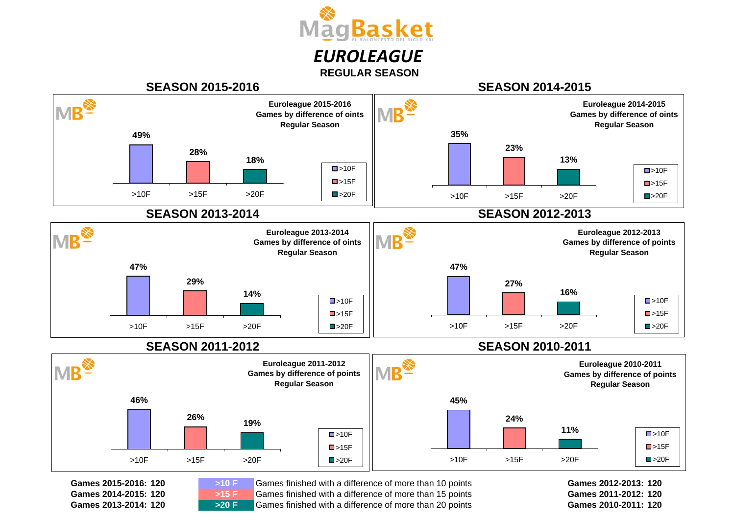MagBasket

EL BALONCESTO DEL SIGLO XXI

# EUROLEAGUE

## REGULAR SEASON

### SEASON 2015-2016

MB

Euroleague 2015-2016
Games by difference of oints
Regular Season

49%
28%
18%

>10F
>15F
>20F

>10F
>15F
>20F

### SEASON 2014-2015

MB

Euroleague 2014-2015
Games by difference of oints
Regular Season

35%
23%
13%

>10F
>15F
>20F

>10F
>15F
>20F

### SEASON 2013-2014

MB

Euroleague 2013-2014
Games by difference of oints
Regular Season

47%
29%
14%

>10F
>15F
>20F

>10F
>15F
>20F

### SEASON 2012-2013

MB

Euroleague 2012-2013
Games by difference of points
Regular Season

47%
27%
16%

>10F
>15F
>20F

>10F
>15F
>20F

### SEASON 2011-2012

MB

Euroleague 2011-2012
Games by difference of points
Regular Season

46%
26%
19%

>10F
>15F
>20F

>10F
>15F
>20F

### SEASON 2010-2011

MB

Euroleague 2010-2011
Games by difference of points
Regular Season

45%
24%
11%

>10F
>15F
>20F

>10F
>15F
>20F

**Games 2015-2016: 120**
**Games 2014-2015: 120**
**Games 2013-2014: 120**

| | |
|---|---|
| >10 F | Games finished with a difference of more than 10 points |
| >15 F | Games finished with a difference of more than 15 points |
| >20 F | Games finished with a difference of more than 20 points |

**Games 2012-2013: 120**
**Games 2011-2012: 120**
**Games 2010-2011: 120**